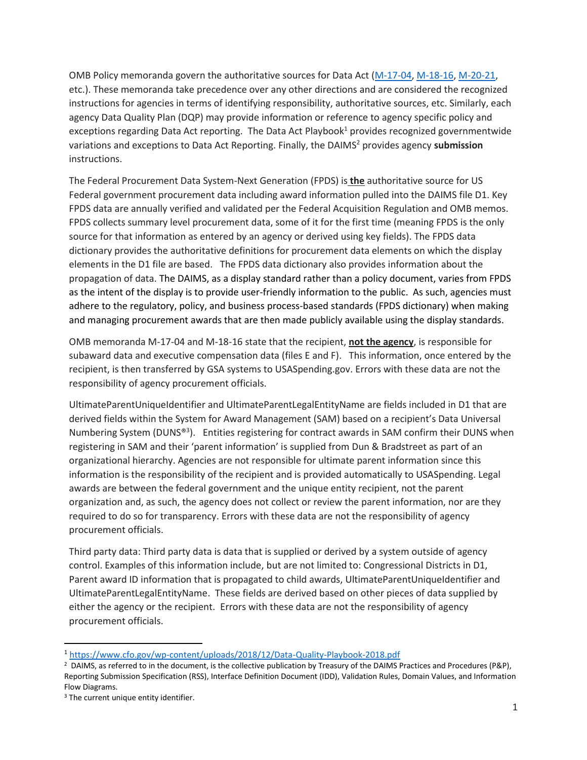OMB Policy memoranda govern the authoritative sources for Data Act ([M-17-04](), [M-18-16](), [M-20-21](), etc.). These memoranda take precedence over any other directions and are considered the recognized instructions for agencies in terms of identifying responsibility, authoritative sources, etc. Similarly, each agency Data Quality Plan (DQP) may provide information or reference to agency specific policy and exceptions regarding Data Act reporting. The Data Act Playbook[1] provides recognized governmentwide variations and exceptions to Data Act Reporting. Finally, the DAIMS[2] provides agency **submission** instructions.

The Federal Procurement Data System-Next Generation (FPDS) is **the** authoritative source for US Federal government procurement data including award information pulled into the DAIMS file D1. Key FPDS data are annually verified and validated per the Federal Acquisition Regulation and OMB memos. FPDS collects summary level procurement data, some of it for the first time (meaning FPDS is the only source for that information as entered by an agency or derived using key fields). The FPDS data dictionary provides the authoritative definitions for procurement data elements on which the display elements in the D1 file are based. The FPDS data dictionary also provides information about the propagation of data. The DAIMS, as a display standard rather than a policy document, varies from FPDS as the intent of the display is to provide user-friendly information to the public. As such, agencies must adhere to the regulatory, policy, and business process-based standards (FPDS dictionary) when making and managing procurement awards that are then made publicly available using the display standards.

OMB memoranda M-17-04 and M-18-16 state that the recipient, **not the agency**, is responsible for subaward data and executive compensation data (files E and F). This information, once entered by the recipient, is then transferred by GSA systems to USASpending.gov. Errors with these data are not the responsibility of agency procurement officials.

UltimateParentUniqueIdentifier and UltimateParentLegalEntityName are fields included in D1 that are derived fields within the System for Award Management (SAM) based on a recipient's Data Universal Numbering System (DUNS®[3]). Entities registering for contract awards in SAM confirm their DUNS when registering in SAM and their 'parent information' is supplied from Dun & Bradstreet as part of an organizational hierarchy. Agencies are not responsible for ultimate parent information since this information is the responsibility of the recipient and is provided automatically to USASpending. Legal awards are between the federal government and the unique entity recipient, not the parent organization and, as such, the agency does not collect or review the parent information, nor are they required to do so for transparency. Errors with these data are not the responsibility of agency procurement officials.

Third party data: Third party data is data that is supplied or derived by a system outside of agency control. Examples of this information include, but are not limited to: Congressional Districts in D1, Parent award ID information that is propagated to child awards, UltimateParentUniqueIdentifier and UltimateParentLegalEntityName. These fields are derived based on other pieces of data supplied by either the agency or the recipient. Errors with these data are not the responsibility of agency procurement officials.

---

[1] https://www.cfo.gov/wp-content/uploads/2018/12/Data-Quality-Playbook-2018.pdf

[2] DAIMS, as referred to in the document, is the collective publication by Treasury of the DAIMS Practices and Procedures (P&P), Reporting Submission Specification (RSS), Interface Definition Document (IDD), Validation Rules, Domain Values, and Information Flow Diagrams.

[3] The current unique entity identifier.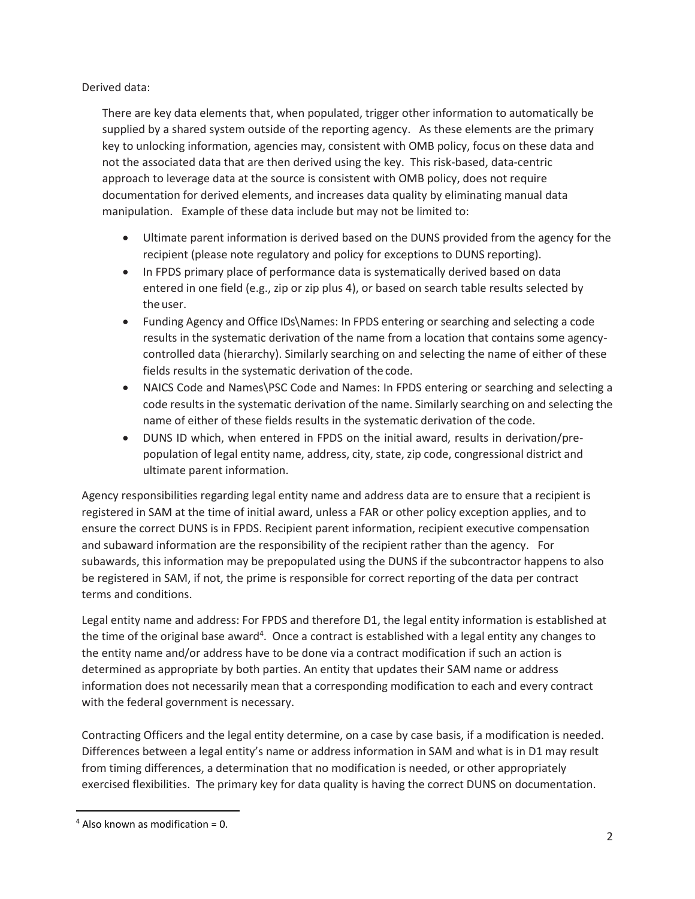Derived data:

There are key data elements that, when populated, trigger other information to automatically be supplied by a shared system outside of the reporting agency. As these elements are the primary key to unlocking information, agencies may, consistent with OMB policy, focus on these data and not the associated data that are then derived using the key. This risk-based, data-centric approach to leverage data at the source is consistent with OMB policy, does not require documentation for derived elements, and increases data quality by eliminating manual data manipulation. Example of these data include but may not be limited to:

- Ultimate parent information is derived based on the DUNS provided from the agency for the recipient (please note regulatory and policy for exceptions to DUNS reporting).
- In FPDS primary place of performance data is systematically derived based on data entered in one field (e.g., zip or zip plus 4), or based on search table results selected by the user.
- Funding Agency and Office IDs\Names: In FPDS entering or searching and selecting a code results in the systematic derivation of the name from a location that contains some agency-controlled data (hierarchy). Similarly searching on and selecting the name of either of these fields results in the systematic derivation of the code.
- NAICS Code and Names\PSC Code and Names: In FPDS entering or searching and selecting a code results in the systematic derivation of the name. Similarly searching on and selecting the name of either of these fields results in the systematic derivation of the code.
- DUNS ID which, when entered in FPDS on the initial award, results in derivation/pre-population of legal entity name, address, city, state, zip code, congressional district and ultimate parent information.

Agency responsibilities regarding legal entity name and address data are to ensure that a recipient is registered in SAM at the time of initial award, unless a FAR or other policy exception applies, and to ensure the correct DUNS is in FPDS. Recipient parent information, recipient executive compensation and subaward information are the responsibility of the recipient rather than the agency. For subawards, this information may be prepopulated using the DUNS if the subcontractor happens to also be registered in SAM, if not, the prime is responsible for correct reporting of the data per contract terms and conditions.

Legal entity name and address: For FPDS and therefore D1, the legal entity information is established at the time of the original base award[4]. Once a contract is established with a legal entity any changes to the entity name and/or address have to be done via a contract modification if such an action is determined as appropriate by both parties. An entity that updates their SAM name or address information does not necessarily mean that a corresponding modification to each and every contract with the federal government is necessary.

Contracting Officers and the legal entity determine, on a case by case basis, if a modification is needed. Differences between a legal entity's name or address information in SAM and what is in D1 may result from timing differences, a determination that no modification is needed, or other appropriately exercised flexibilities. The primary key for data quality is having the correct DUNS on documentation.

[4] Also known as modification = 0.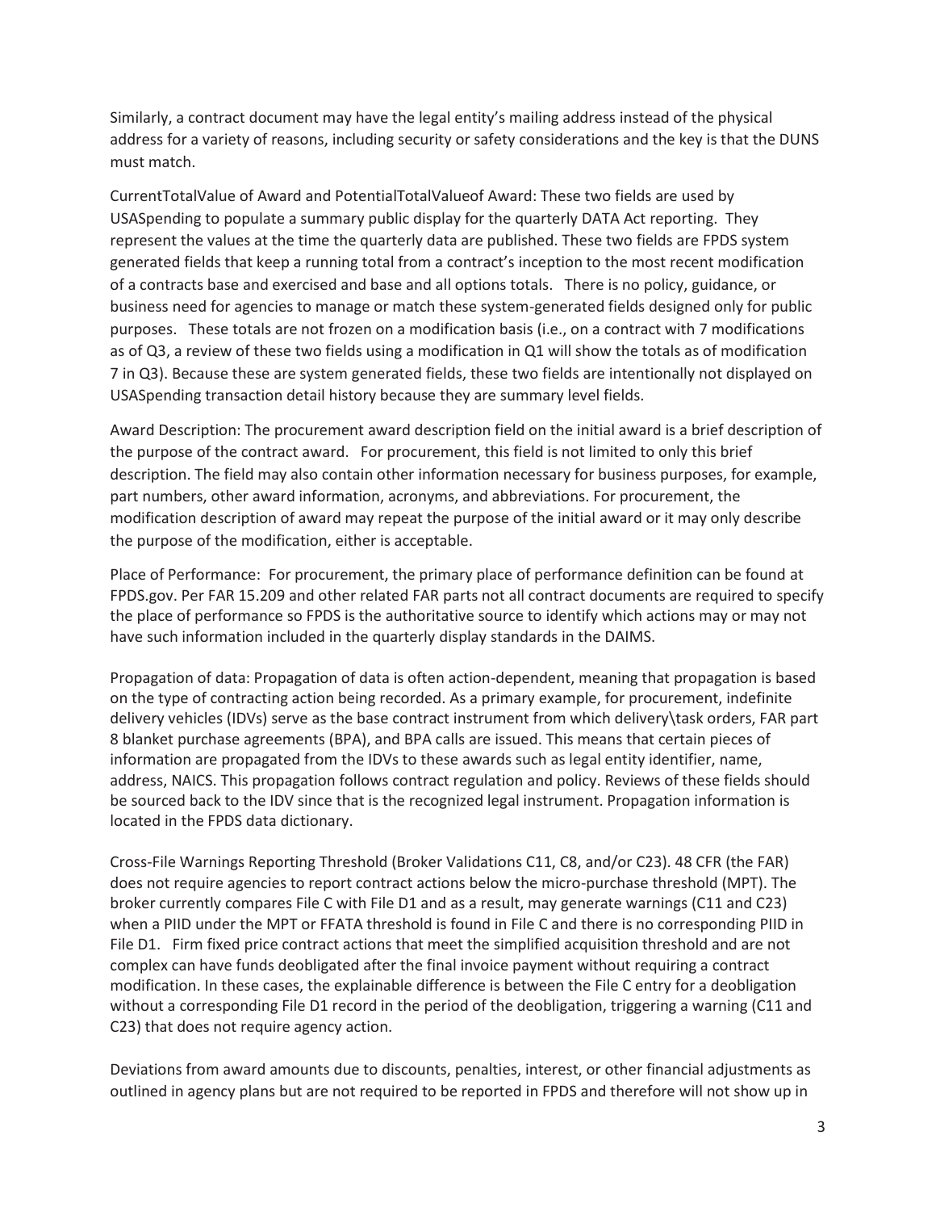Similarly, a contract document may have the legal entity's mailing address instead of the physical address for a variety of reasons, including security or safety considerations and the key is that the DUNS must match.

CurrentTotalValue of Award and PotentialTotalValueof Award: These two fields are used by USASpending to populate a summary public display for the quarterly DATA Act reporting. They represent the values at the time the quarterly data are published. These two fields are FPDS system generated fields that keep a running total from a contract's inception to the most recent modification of a contracts base and exercised and base and all options totals. There is no policy, guidance, or business need for agencies to manage or match these system-generated fields designed only for public purposes. These totals are not frozen on a modification basis (i.e., on a contract with 7 modifications as of Q3, a review of these two fields using a modification in Q1 will show the totals as of modification 7 in Q3). Because these are system generated fields, these two fields are intentionally not displayed on USASpending transaction detail history because they are summary level fields.

Award Description: The procurement award description field on the initial award is a brief description of the purpose of the contract award. For procurement, this field is not limited to only this brief description. The field may also contain other information necessary for business purposes, for example, part numbers, other award information, acronyms, and abbreviations. For procurement, the modification description of award may repeat the purpose of the initial award or it may only describe the purpose of the modification, either is acceptable.

Place of Performance: For procurement, the primary place of performance definition can be found at FPDS.gov. Per FAR 15.209 and other related FAR parts not all contract documents are required to specify the place of performance so FPDS is the authoritative source to identify which actions may or may not have such information included in the quarterly display standards in the DAIMS.

Propagation of data: Propagation of data is often action-dependent, meaning that propagation is based on the type of contracting action being recorded. As a primary example, for procurement, indefinite delivery vehicles (IDVs) serve as the base contract instrument from which delivery\task orders, FAR part 8 blanket purchase agreements (BPA), and BPA calls are issued. This means that certain pieces of information are propagated from the IDVs to these awards such as legal entity identifier, name, address, NAICS. This propagation follows contract regulation and policy. Reviews of these fields should be sourced back to the IDV since that is the recognized legal instrument. Propagation information is located in the FPDS data dictionary.

Cross-File Warnings Reporting Threshold (Broker Validations C11, C8, and/or C23). 48 CFR (the FAR) does not require agencies to report contract actions below the micro-purchase threshold (MPT). The broker currently compares File C with File D1 and as a result, may generate warnings (C11 and C23) when a PIID under the MPT or FFATA threshold is found in File C and there is no corresponding PIID in File D1. Firm fixed price contract actions that meet the simplified acquisition threshold and are not complex can have funds deobligated after the final invoice payment without requiring a contract modification. In these cases, the explainable difference is between the File C entry for a deobligation without a corresponding File D1 record in the period of the deobligation, triggering a warning (C11 and C23) that does not require agency action.

Deviations from award amounts due to discounts, penalties, interest, or other financial adjustments as outlined in agency plans but are not required to be reported in FPDS and therefore will not show up in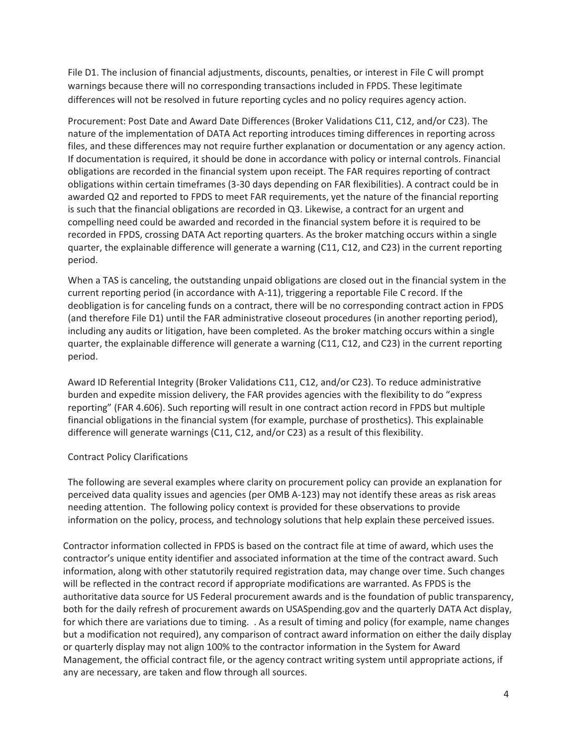File D1. The inclusion of financial adjustments, discounts, penalties, or interest in File C will prompt warnings because there will no corresponding transactions included in FPDS. These legitimate differences will not be resolved in future reporting cycles and no policy requires agency action.

Procurement: Post Date and Award Date Differences (Broker Validations C11, C12, and/or C23). The nature of the implementation of DATA Act reporting introduces timing differences in reporting across files, and these differences may not require further explanation or documentation or any agency action. If documentation is required, it should be done in accordance with policy or internal controls. Financial obligations are recorded in the financial system upon receipt. The FAR requires reporting of contract obligations within certain timeframes (3-30 days depending on FAR flexibilities). A contract could be in awarded Q2 and reported to FPDS to meet FAR requirements, yet the nature of the financial reporting is such that the financial obligations are recorded in Q3. Likewise, a contract for an urgent and compelling need could be awarded and recorded in the financial system before it is required to be recorded in FPDS, crossing DATA Act reporting quarters. As the broker matching occurs within a single quarter, the explainable difference will generate a warning (C11, C12, and C23) in the current reporting period.

When a TAS is canceling, the outstanding unpaid obligations are closed out in the financial system in the current reporting period (in accordance with A-11), triggering a reportable File C record. If the deobligation is for canceling funds on a contract, there will be no corresponding contract action in FPDS (and therefore File D1) until the FAR administrative closeout procedures (in another reporting period), including any audits or litigation, have been completed. As the broker matching occurs within a single quarter, the explainable difference will generate a warning (C11, C12, and C23) in the current reporting period.

Award ID Referential Integrity (Broker Validations C11, C12, and/or C23). To reduce administrative burden and expedite mission delivery, the FAR provides agencies with the flexibility to do "express reporting" (FAR 4.606). Such reporting will result in one contract action record in FPDS but multiple financial obligations in the financial system (for example, purchase of prosthetics). This explainable difference will generate warnings (C11, C12, and/or C23) as a result of this flexibility.

Contract Policy Clarifications

The following are several examples where clarity on procurement policy can provide an explanation for perceived data quality issues and agencies (per OMB A-123) may not identify these areas as risk areas needing attention. The following policy context is provided for these observations to provide information on the policy, process, and technology solutions that help explain these perceived issues.

Contractor information collected in FPDS is based on the contract file at time of award, which uses the contractor's unique entity identifier and associated information at the time of the contract award. Such information, along with other statutorily required registration data, may change over time. Such changes will be reflected in the contract record if appropriate modifications are warranted. As FPDS is the authoritative data source for US Federal procurement awards and is the foundation of public transparency, both for the daily refresh of procurement awards on USASpending.gov and the quarterly DATA Act display, for which there are variations due to timing. . As a result of timing and policy (for example, name changes but a modification not required), any comparison of contract award information on either the daily display or quarterly display may not align 100% to the contractor information in the System for Award Management, the official contract file, or the agency contract writing system until appropriate actions, if any are necessary, are taken and flow through all sources.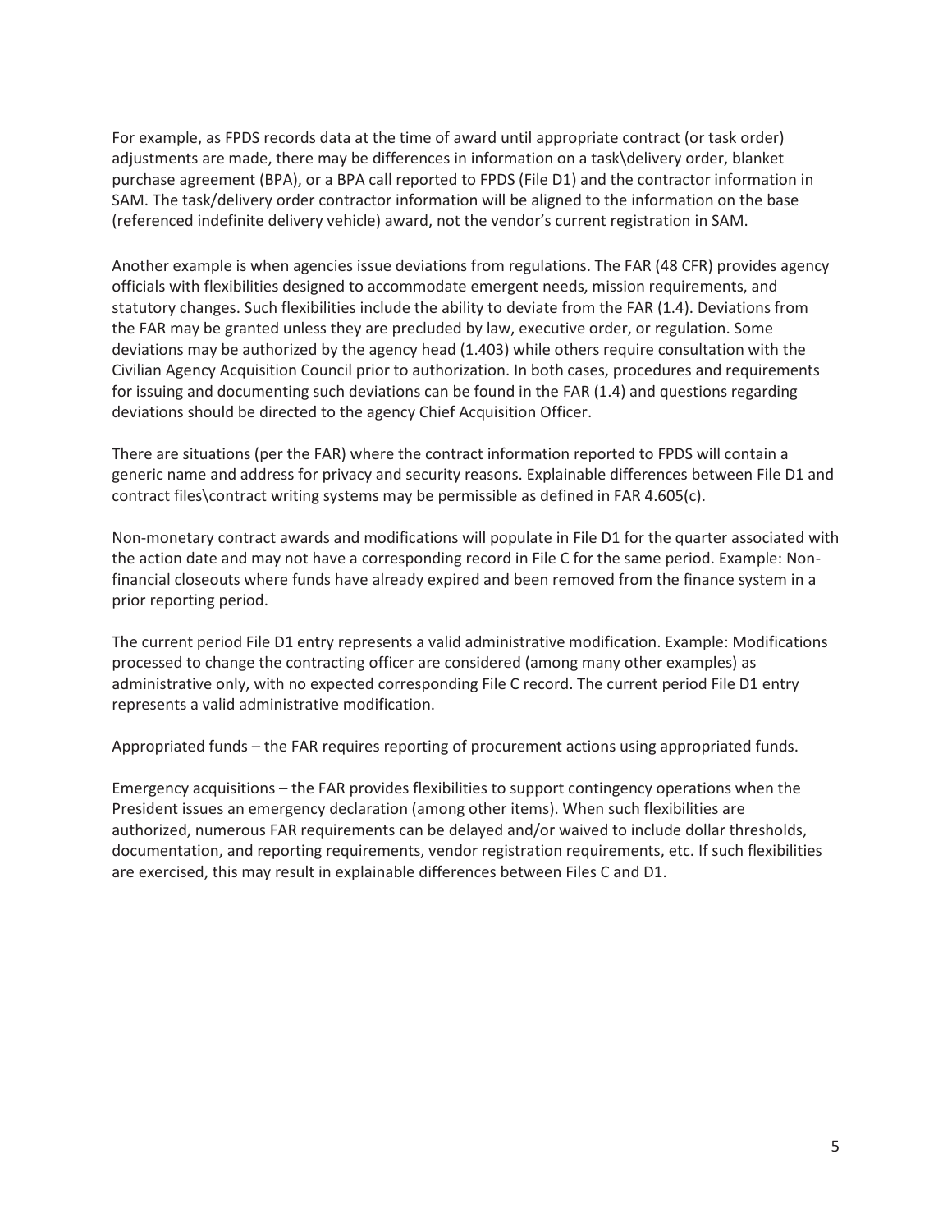For example, as FPDS records data at the time of award until appropriate contract (or task order) adjustments are made, there may be differences in information on a task\delivery order, blanket purchase agreement (BPA), or a BPA call reported to FPDS (File D1) and the contractor information in SAM. The task/delivery order contractor information will be aligned to the information on the base (referenced indefinite delivery vehicle) award, not the vendor's current registration in SAM.

Another example is when agencies issue deviations from regulations. The FAR (48 CFR) provides agency officials with flexibilities designed to accommodate emergent needs, mission requirements, and statutory changes. Such flexibilities include the ability to deviate from the FAR (1.4). Deviations from the FAR may be granted unless they are precluded by law, executive order, or regulation. Some deviations may be authorized by the agency head (1.403) while others require consultation with the Civilian Agency Acquisition Council prior to authorization. In both cases, procedures and requirements for issuing and documenting such deviations can be found in the FAR (1.4) and questions regarding deviations should be directed to the agency Chief Acquisition Officer.

There are situations (per the FAR) where the contract information reported to FPDS will contain a generic name and address for privacy and security reasons. Explainable differences between File D1 and contract files\contract writing systems may be permissible as defined in FAR 4.605(c).

Non-monetary contract awards and modifications will populate in File D1 for the quarter associated with the action date and may not have a corresponding record in File C for the same period. Example: Non-financial closeouts where funds have already expired and been removed from the finance system in a prior reporting period.

The current period File D1 entry represents a valid administrative modification. Example: Modifications processed to change the contracting officer are considered (among many other examples) as administrative only, with no expected corresponding File C record. The current period File D1 entry represents a valid administrative modification.

Appropriated funds – the FAR requires reporting of procurement actions using appropriated funds.

Emergency acquisitions – the FAR provides flexibilities to support contingency operations when the President issues an emergency declaration (among other items). When such flexibilities are authorized, numerous FAR requirements can be delayed and/or waived to include dollar thresholds, documentation, and reporting requirements, vendor registration requirements, etc. If such flexibilities are exercised, this may result in explainable differences between Files C and D1.